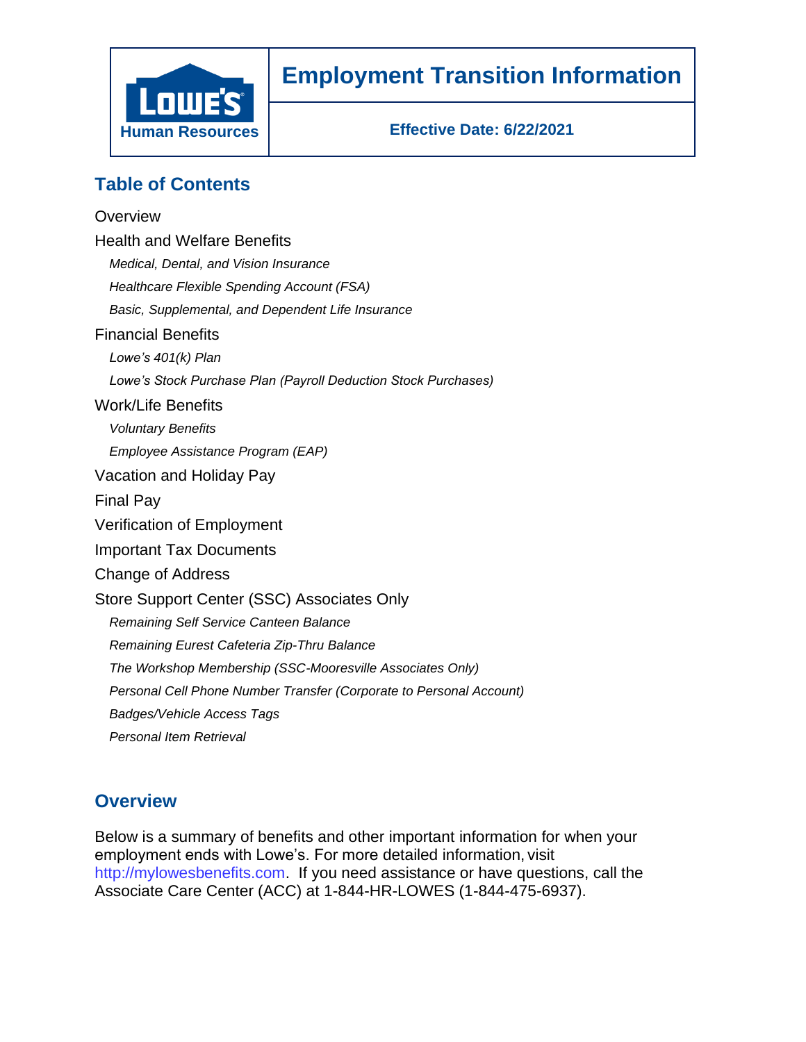**LOWE'S Human Resources**

# Employment Transition Information

**Effective Date: 6/22/2021**

## Table of Contents

Overview

Health and Welfare Benefits

- *Medical, Dental, and Vision Insurance*
- *Healthcare Flexible Spending Account (FSA)*
- *Basic, Supplemental, and Dependent Life Insurance*

Financial Benefits

- *Lowe's 401(k) Plan*
- *Lowe's Stock Purchase Plan (Payroll Deduction Stock Purchases)*

Work/Life Benefits

- *Voluntary Benefits*
- *Employee Assistance Program (EAP)*

Vacation and Holiday Pay

Final Pay

Verification of Employment

Important Tax Documents

Change of Address

Store Support Center (SSC) Associates Only

- *Remaining Self Service Canteen Balance*
- *Remaining Eurest Cafeteria Zip-Thru Balance*
- *The Workshop Membership (SSC-Mooresville Associates Only)*
- *Personal Cell Phone Number Transfer (Corporate to Personal Account)*
- *Badges/Vehicle Access Tags*
- *Personal Item Retrieval*

## Overview

Below is a summary of benefits and other important information for when your employment ends with Lowe's. For more detailed information, visit http://mylowesbenefits.com. If you need assistance or have questions, call the Associate Care Center (ACC) at 1-844-HR-LOWES (1-844-475-6937).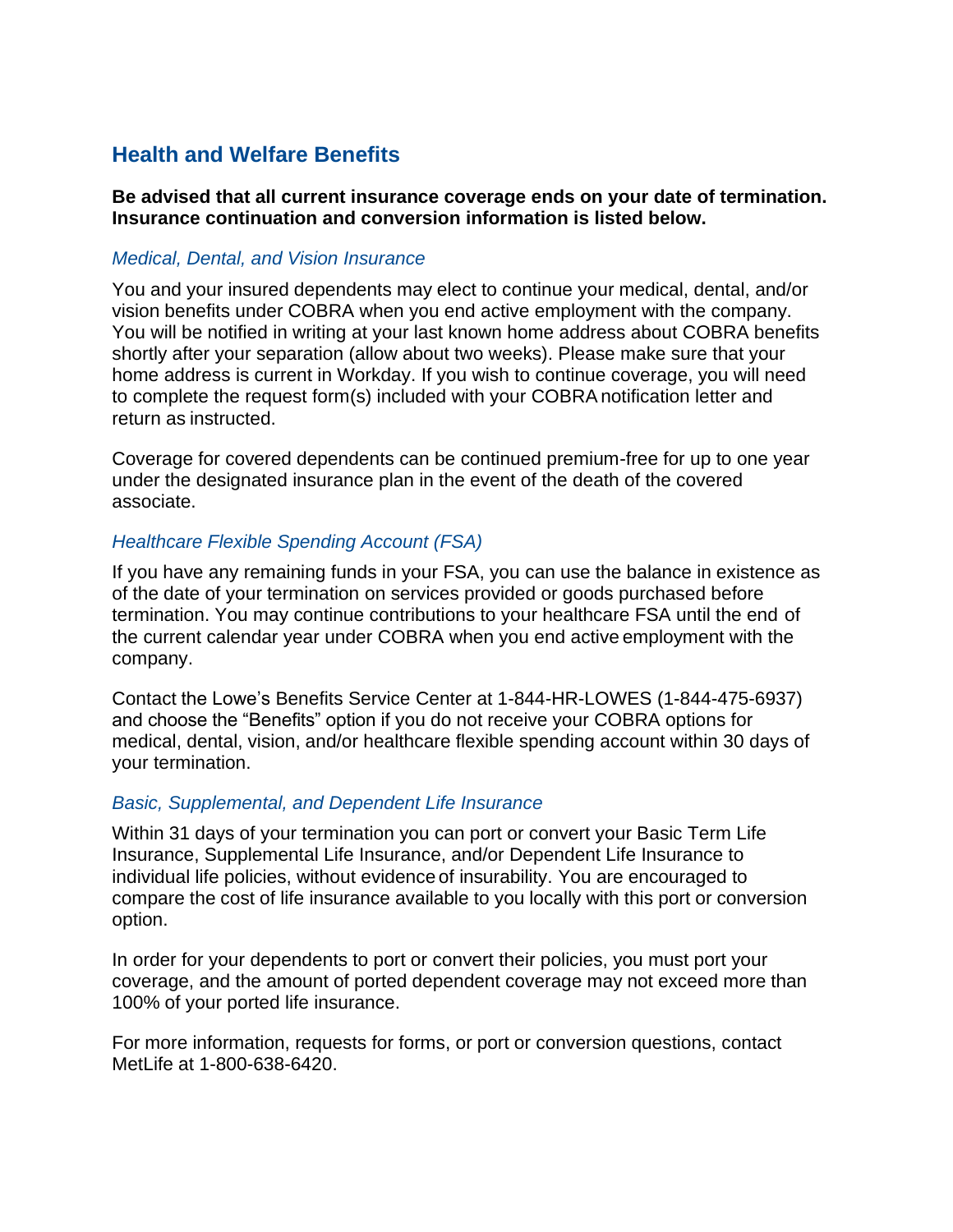## Health and Welfare Benefits

**Be advised that all current insurance coverage ends on your date of termination. Insurance continuation and conversion information is listed below.**

### *Medical, Dental, and Vision Insurance*

You and your insured dependents may elect to continue your medical, dental, and/or vision benefits under COBRA when you end active employment with the company. You will be notified in writing at your last known home address about COBRA benefits shortly after your separation (allow about two weeks). Please make sure that your home address is current in Workday. If you wish to continue coverage, you will need to complete the request form(s) included with your COBRA notification letter and return as instructed.

Coverage for covered dependents can be continued premium-free for up to one year under the designated insurance plan in the event of the death of the covered associate.

### *Healthcare Flexible Spending Account (FSA)*

If you have any remaining funds in your FSA, you can use the balance in existence as of the date of your termination on services provided or goods purchased before termination. You may continue contributions to your healthcare FSA until the end of the current calendar year under COBRA when you end active employment with the company.

Contact the Lowe's Benefits Service Center at 1-844-HR-LOWES (1-844-475-6937) and choose the "Benefits" option if you do not receive your COBRA options for medical, dental, vision, and/or healthcare flexible spending account within 30 days of your termination.

### *Basic, Supplemental, and Dependent Life Insurance*

Within 31 days of your termination you can port or convert your Basic Term Life Insurance, Supplemental Life Insurance, and/or Dependent Life Insurance to individual life policies, without evidence of insurability. You are encouraged to compare the cost of life insurance available to you locally with this port or conversion option.

In order for your dependents to port or convert their policies, you must port your coverage, and the amount of ported dependent coverage may not exceed more than 100% of your ported life insurance.

For more information, requests for forms, or port or conversion questions, contact MetLife at 1-800-638-6420.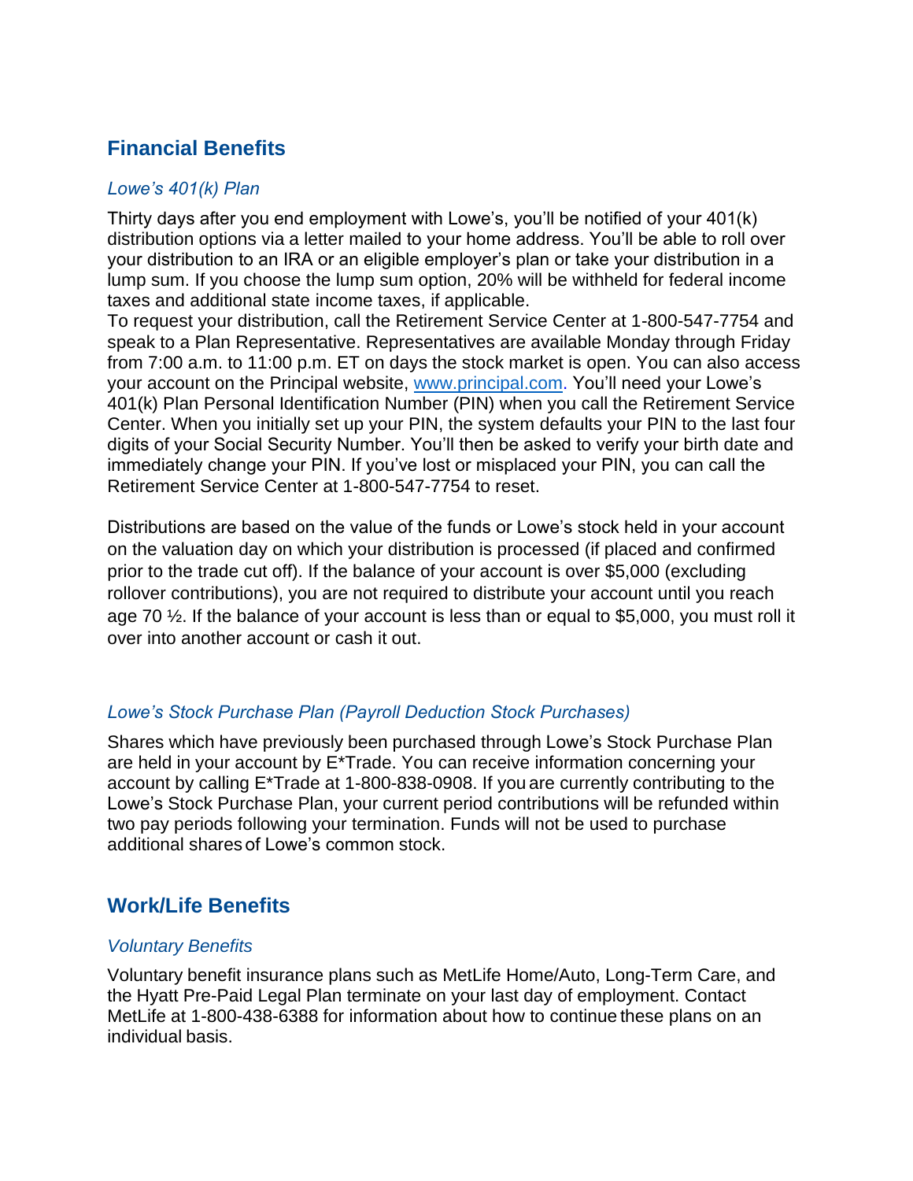## Financial Benefits

### *Lowe's 401(k) Plan*

Thirty days after you end employment with Lowe's, you'll be notified of your 401(k) distribution options via a letter mailed to your home address. You'll be able to roll over your distribution to an IRA or an eligible employer's plan or take your distribution in a lump sum. If you choose the lump sum option, 20% will be withheld for federal income taxes and additional state income taxes, if applicable.
To request your distribution, call the Retirement Service Center at 1-800-547-7754 and speak to a Plan Representative. Representatives are available Monday through Friday from 7:00 a.m. to 11:00 p.m. ET on days the stock market is open. You can also access your account on the Principal website, [www.principal.com](www.principal.com). You'll need your Lowe's 401(k) Plan Personal Identification Number (PIN) when you call the Retirement Service Center. When you initially set up your PIN, the system defaults your PIN to the last four digits of your Social Security Number. You'll then be asked to verify your birth date and immediately change your PIN. If you've lost or misplaced your PIN, you can call the Retirement Service Center at 1-800-547-7754 to reset.

Distributions are based on the value of the funds or Lowe's stock held in your account on the valuation day on which your distribution is processed (if placed and confirmed prior to the trade cut off). If the balance of your account is over $5,000 (excluding rollover contributions), you are not required to distribute your account until you reach age 70 ½. If the balance of your account is less than or equal to $5,000, you must roll it over into another account or cash it out.

### *Lowe's Stock Purchase Plan (Payroll Deduction Stock Purchases)*

Shares which have previously been purchased through Lowe's Stock Purchase Plan are held in your account by E*Trade. You can receive information concerning your account by calling E*Trade at 1-800-838-0908. If you are currently contributing to the Lowe's Stock Purchase Plan, your current period contributions will be refunded within two pay periods following your termination. Funds will not be used to purchase additional shares of Lowe's common stock.

## Work/Life Benefits

### *Voluntary Benefits*

Voluntary benefit insurance plans such as MetLife Home/Auto, Long-Term Care, and the Hyatt Pre-Paid Legal Plan terminate on your last day of employment. Contact MetLife at 1-800-438-6388 for information about how to continue these plans on an individual basis.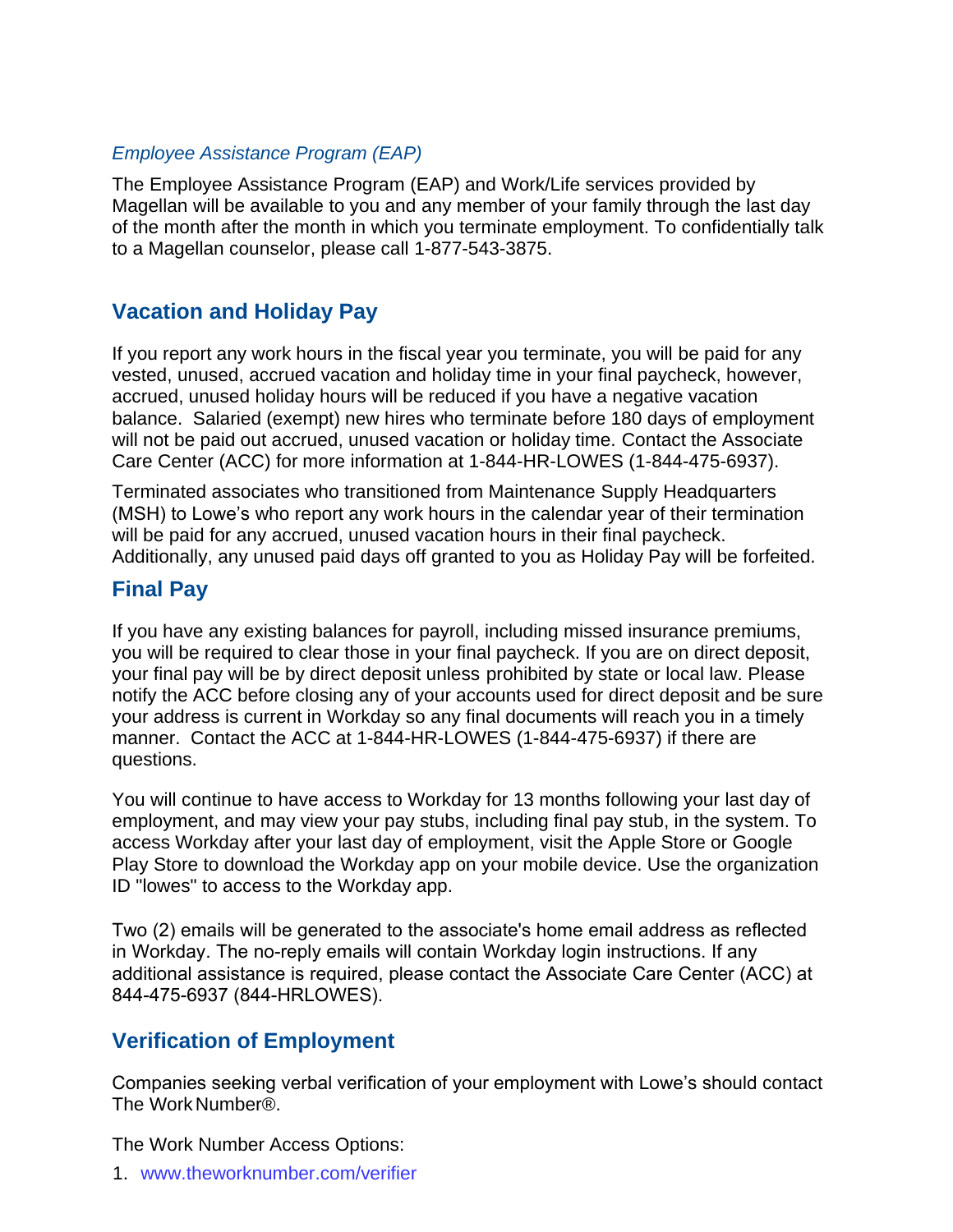*Employee Assistance Program (EAP)*

The Employee Assistance Program (EAP) and Work/Life services provided by Magellan will be available to you and any member of your family through the last day of the month after the month in which you terminate employment. To confidentially talk to a Magellan counselor, please call 1-877-543-3875.

## Vacation and Holiday Pay

If you report any work hours in the fiscal year you terminate, you will be paid for any vested, unused, accrued vacation and holiday time in your final paycheck, however, accrued, unused holiday hours will be reduced if you have a negative vacation balance. Salaried (exempt) new hires who terminate before 180 days of employment will not be paid out accrued, unused vacation or holiday time. Contact the Associate Care Center (ACC) for more information at 1-844-HR-LOWES (1-844-475-6937).

Terminated associates who transitioned from Maintenance Supply Headquarters (MSH) to Lowe's who report any work hours in the calendar year of their termination will be paid for any accrued, unused vacation hours in their final paycheck. Additionally, any unused paid days off granted to you as Holiday Pay will be forfeited.

## Final Pay

If you have any existing balances for payroll, including missed insurance premiums, you will be required to clear those in your final paycheck. If you are on direct deposit, your final pay will be by direct deposit unless prohibited by state or local law. Please notify the ACC before closing any of your accounts used for direct deposit and be sure your address is current in Workday so any final documents will reach you in a timely manner. Contact the ACC at 1-844-HR-LOWES (1-844-475-6937) if there are questions.

You will continue to have access to Workday for 13 months following your last day of employment, and may view your pay stubs, including final pay stub, in the system. To access Workday after your last day of employment, visit the Apple Store or Google Play Store to download the Workday app on your mobile device. Use the organization ID "lowes" to access to the Workday app.

Two (2) emails will be generated to the associate's home email address as reflected in Workday. The no-reply emails will contain Workday login instructions. If any additional assistance is required, please contact the Associate Care Center (ACC) at 844-475-6937 (844-HRLOWES).

## Verification of Employment

Companies seeking verbal verification of your employment with Lowe's should contact The Work Number®.

The Work Number Access Options:

1. www.theworknumber.com/verifier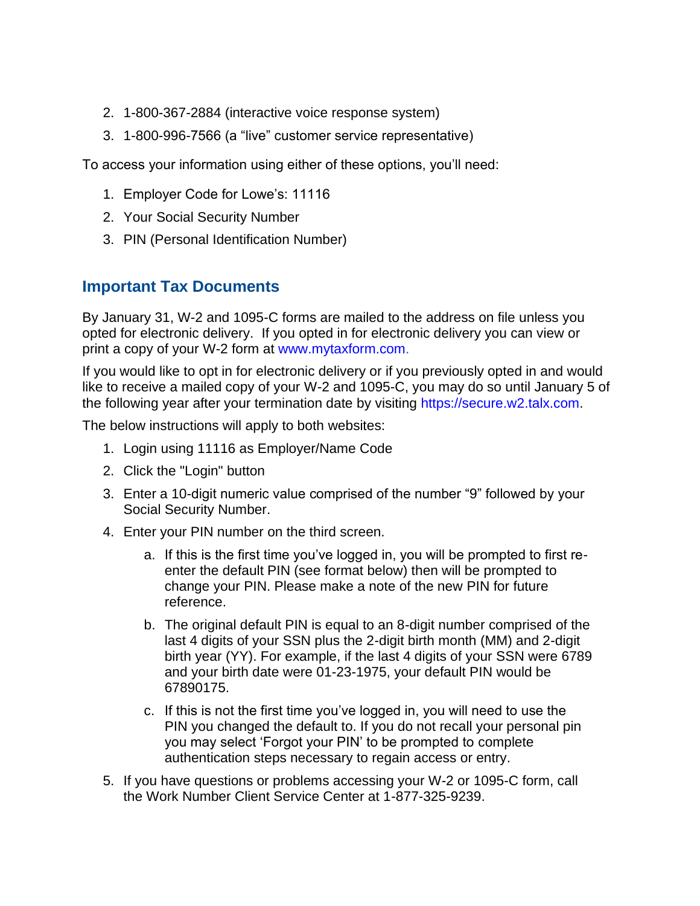2. 1-800-367-2884 (interactive voice response system)
3. 1-800-996-7566 (a “live” customer service representative)

To access your information using either of these options, you’ll need:

1. Employer Code for Lowe’s: 11116
2. Your Social Security Number
3. PIN (Personal Identification Number)

## Important Tax Documents

By January 31, W-2 and 1095-C forms are mailed to the address on file unless you opted for electronic delivery. If you opted in for electronic delivery you can view or print a copy of your W-2 form at www.mytaxform.com.

If you would like to opt in for electronic delivery or if you previously opted in and would like to receive a mailed copy of your W-2 and 1095-C, you may do so until January 5 of the following year after your termination date by visiting https://secure.w2.talx.com.

The below instructions will apply to both websites:

1. Login using 11116 as Employer/Name Code
2. Click the "Login" button
3. Enter a 10-digit numeric value comprised of the number “9” followed by your Social Security Number.
4. Enter your PIN number on the third screen.
    a. If this is the first time you’ve logged in, you will be prompted to first re-enter the default PIN (see format below) then will be prompted to change your PIN. Please make a note of the new PIN for future reference.
    b. The original default PIN is equal to an 8-digit number comprised of the last 4 digits of your SSN plus the 2-digit birth month (MM) and 2-digit birth year (YY). For example, if the last 4 digits of your SSN were 6789 and your birth date were 01-23-1975, your default PIN would be 67890175.
    c. If this is not the first time you’ve logged in, you will need to use the PIN you changed the default to. If you do not recall your personal pin you may select ‘Forgot your PIN’ to be prompted to complete authentication steps necessary to regain access or entry.
5. If you have questions or problems accessing your W-2 or 1095-C form, call the Work Number Client Service Center at 1-877-325-9239.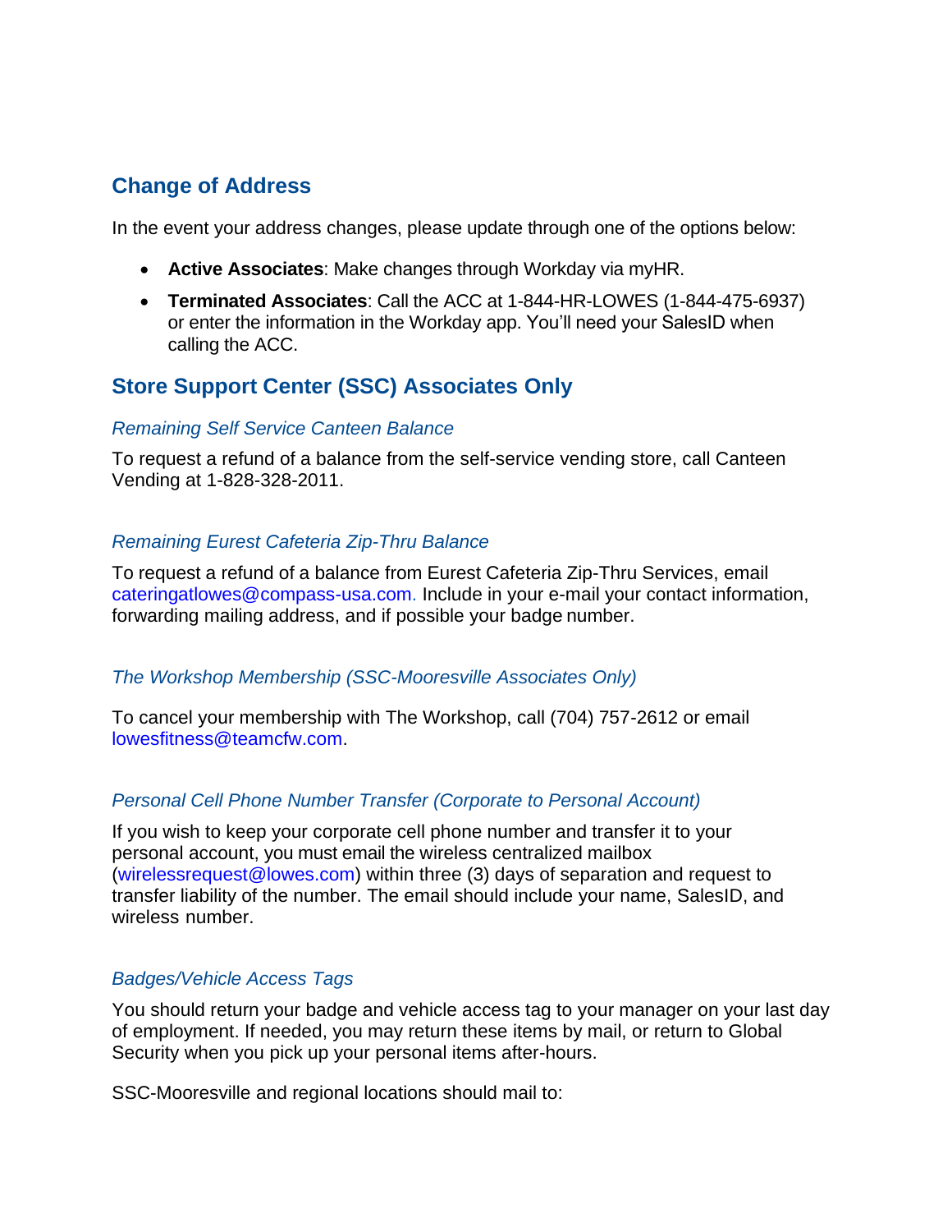## Change of Address

In the event your address changes, please update through one of the options below:

- **Active Associates**: Make changes through Workday via myHR.
- **Terminated Associates**: Call the ACC at 1-844-HR-LOWES (1-844-475-6937) or enter the information in the Workday app. You'll need your SalesID when calling the ACC.

## Store Support Center (SSC) Associates Only

### *Remaining Self Service Canteen Balance*

To request a refund of a balance from the self-service vending store, call Canteen Vending at 1-828-328-2011.

### *Remaining Eurest Cafeteria Zip-Thru Balance*

To request a refund of a balance from Eurest Cafeteria Zip-Thru Services, email cateringatlowes@compass-usa.com. Include in your e-mail your contact information, forwarding mailing address, and if possible your badge number.

### *The Workshop Membership (SSC-Mooresville Associates Only)*

To cancel your membership with The Workshop, call (704) 757-2612 or email lowesfitness@teamcfw.com.

### *Personal Cell Phone Number Transfer (Corporate to Personal Account)*

If you wish to keep your corporate cell phone number and transfer it to your personal account, you must email the wireless centralized mailbox (wirelessrequest@lowes.com) within three (3) days of separation and request to transfer liability of the number. The email should include your name, SalesID, and wireless number.

### *Badges/Vehicle Access Tags*

You should return your badge and vehicle access tag to your manager on your last day of employment. If needed, you may return these items by mail, or return to Global Security when you pick up your personal items after-hours.

SSC-Mooresville and regional locations should mail to: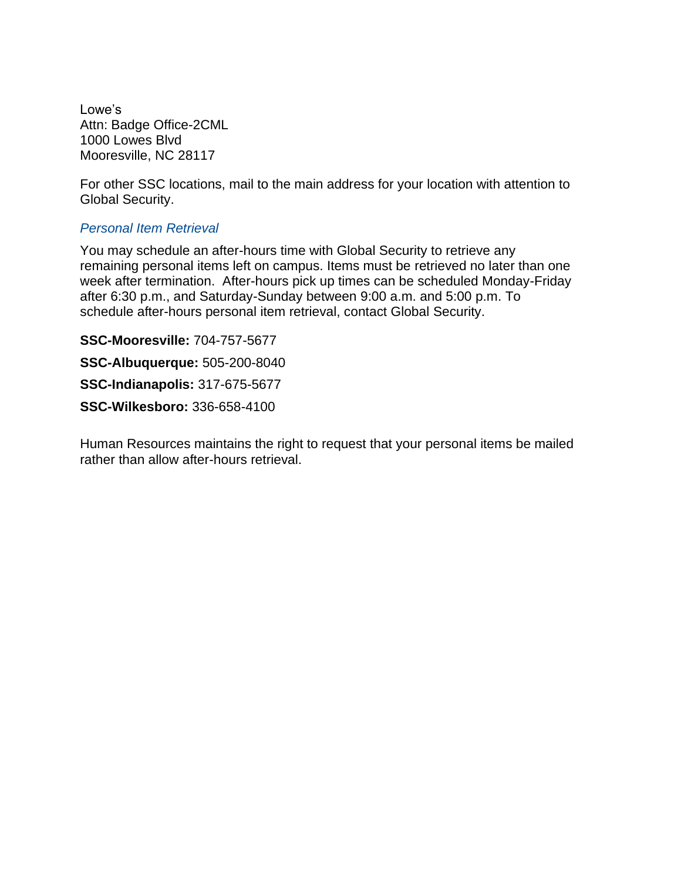Lowe's
Attn: Badge Office-2CML
1000 Lowes Blvd
Mooresville, NC 28117

For other SSC locations, mail to the main address for your location with attention to Global Security.

### *Personal Item Retrieval*

You may schedule an after-hours time with Global Security to retrieve any remaining personal items left on campus. Items must be retrieved no later than one week after termination. After-hours pick up times can be scheduled Monday-Friday after 6:30 p.m., and Saturday-Sunday between 9:00 a.m. and 5:00 p.m. To schedule after-hours personal item retrieval, contact Global Security.

**SSC-Mooresville:** 704-757-5677

**SSC-Albuquerque:** 505-200-8040

**SSC-Indianapolis:** 317-675-5677

**SSC-Wilkesboro:** 336-658-4100

Human Resources maintains the right to request that your personal items be mailed rather than allow after-hours retrieval.